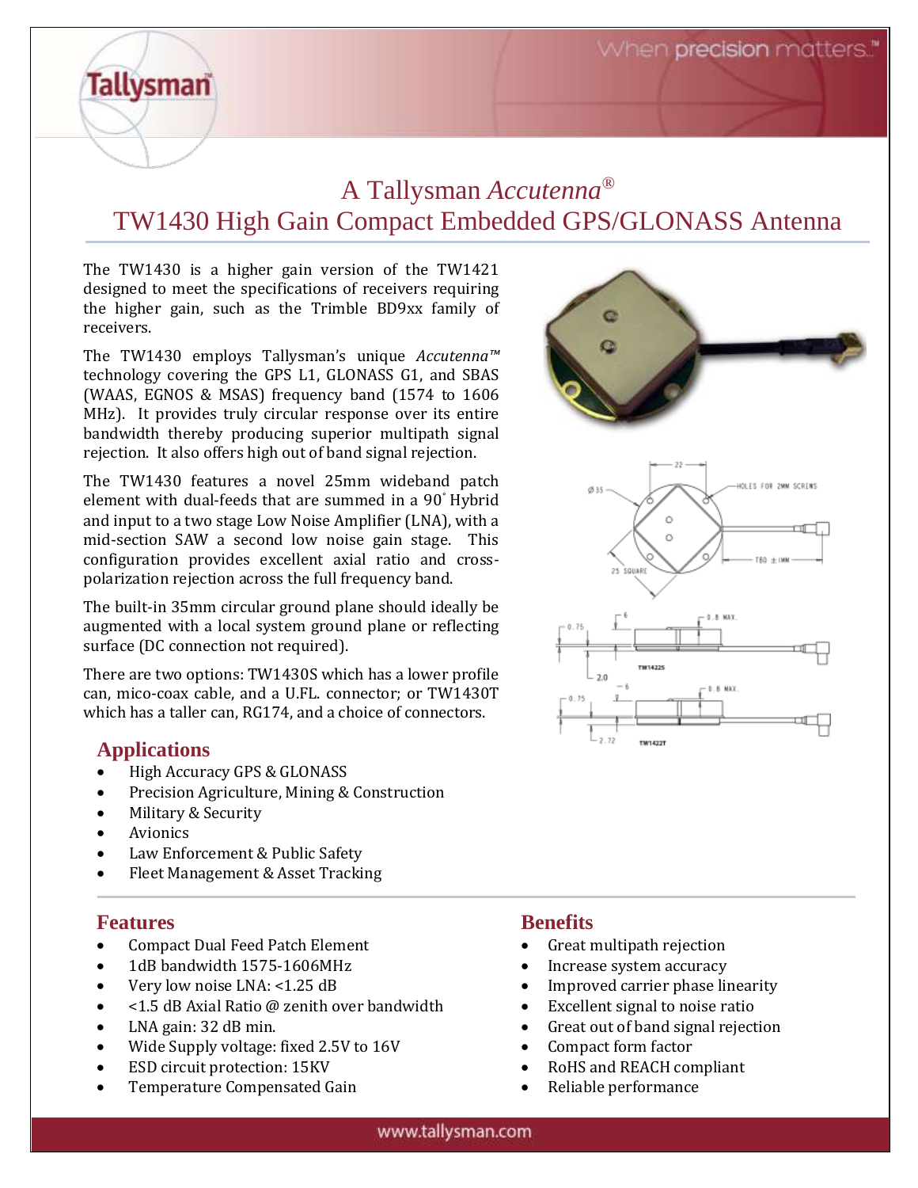# A Tallysman *Accutenna*®

# TW1430 High Gain Compact Embedded GPS/GLONASS Antenna

The TW1430 is a higher gain version of the TW1421 designed to meet the specifications of receivers requiring the higher gain, such as the Trimble BD9xx family of receivers.

The TW1430 employs Tallysman's unique *Accutenna™* technology covering the GPS L1, GLONASS G1, and SBAS (WAAS, EGNOS & MSAS) frequency band (1574 to 1606 MHz). It provides truly circular response over its entire bandwidth thereby producing superior multipath signal rejection. It also offers high out of band signal rejection.

The TW1430 features a novel 25mm wideband patch element with dual-feeds that are summed in a 90° Hybrid and input to a two stage Low Noise Amplifier (LNA), with a mid-section SAW a second low noise gain stage. This configuration provides excellent axial ratio and cross-polarization rejection across the full frequency band.

The built-in 35mm circular ground plane should ideally be augmented with a local system ground plane or reflecting surface (DC connection not required).

There are two options: TW1430S which has a lower profile can, mico-coax cable, and a U.FL. connector; or TW1430T which has a taller can, RG174, and a choice of connectors.

## Applications

- High Accuracy GPS & GLONASS
- Precision Agriculture, Mining & Construction
- Military & Security
- Avionics
- Law Enforcement & Public Safety
- Fleet Management & Asset Tracking

## Features

- Compact Dual Feed Patch Element
- 1dB bandwidth 1575-1606MHz
- Very low noise LNA: <1.25 dB
- <1.5 dB Axial Ratio @ zenith over bandwidth
- LNA gain: 32 dB min.
- Wide Supply voltage: fixed 2.5V to 16V
- ESD circuit protection: 15KV
- Temperature Compensated Gain

## Benefits

- Great multipath rejection
- Increase system accuracy
- Improved carrier phase linearity
- Excellent signal to noise ratio
- Great out of band signal rejection
- Compact form factor
- RoHS and REACH compliant
- Reliable performance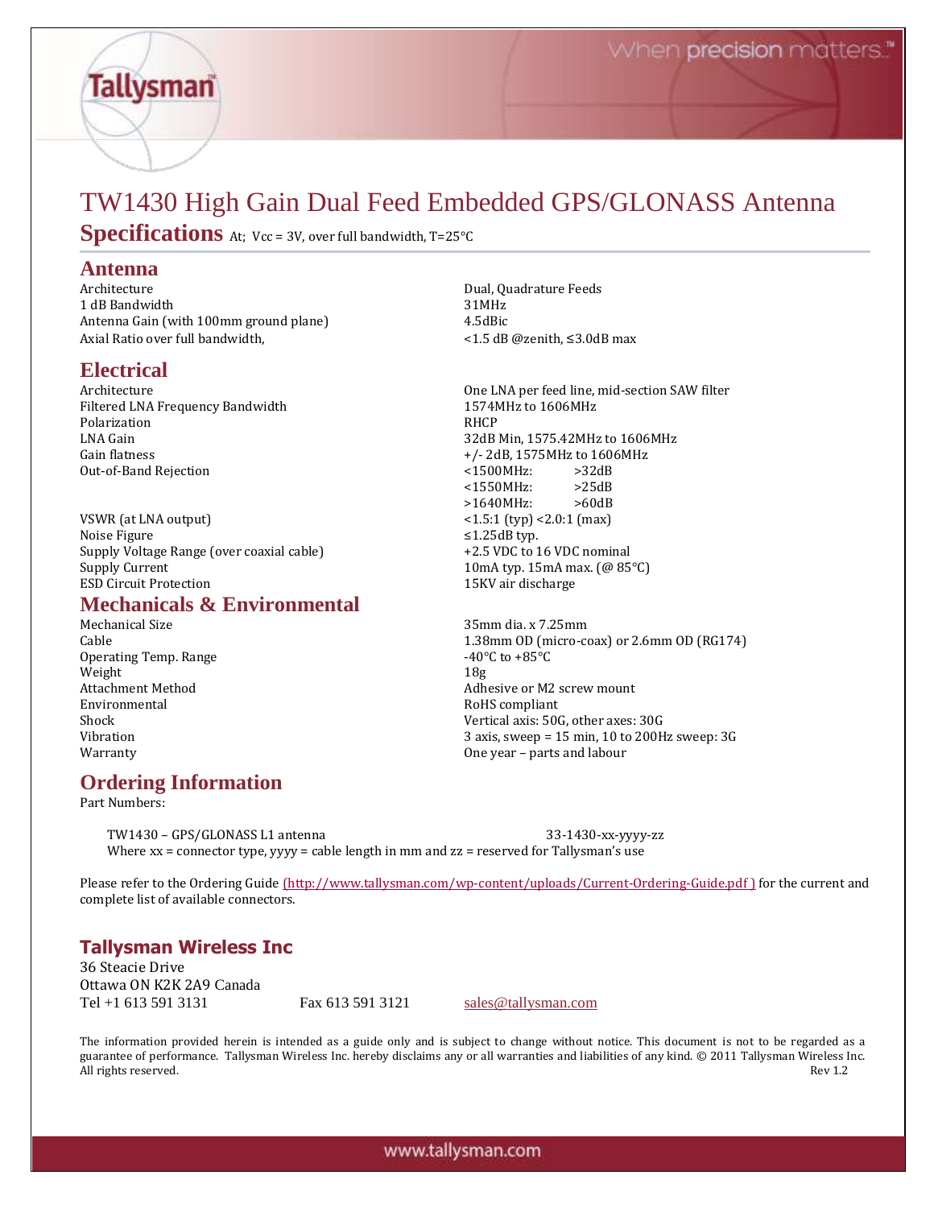# TW1430 High Gain Dual Feed Embedded GPS/GLONASS Antenna

**Specifications** At; Vcc = 3V, over full bandwidth, T=25°C

## Antenna

| | |
|---|---|
| Architecture | Dual, Quadrature Feeds |
| 1 dB Bandwidth | 31MHz |
| Antenna Gain (with 100mm ground plane) | 4.5dBic |
| Axial Ratio over full bandwidth, | <1.5 dB @zenith, ≤3.0dB max |

## Electrical

| | |
|---|---|
| Architecture | One LNA per feed line, mid-section SAW filter |
| Filtered LNA Frequency Bandwidth | 1574MHz to 1606MHz |
| Polarization | RHCP |
| LNA Gain | 32dB Min, 1575.42MHz to 1606MHz |
| Gain flatness | +/- 2dB, 1575MHz to 1606MHz |
| Out-of-Band Rejection | <1500MHz: >32dB<br><1550MHz: >25dB<br>>1640MHz: >60dB |
| VSWR (at LNA output) | <1.5:1 (typ) <2.0:1 (max) |
| Noise Figure | ≤1.25dB typ. |
| Supply Voltage Range (over coaxial cable) | +2.5 VDC to 16 VDC nominal |
| Supply Current | 10mA typ. 15mA max. (@ 85°C) |
| ESD Circuit Protection | 15KV air discharge |

## Mechanicals & Environmental

| | |
|---|---|
| Mechanical Size | 35mm dia. x 7.25mm |
| Cable | 1.38mm OD (micro-coax) or 2.6mm OD (RG174) |
| Operating Temp. Range | -40°C to +85°C |
| Weight | 18g |
| Attachment Method | Adhesive or M2 screw mount |
| Environmental | RoHS compliant |
| Shock | Vertical axis: 50G, other axes: 30G |
| Vibration | 3 axis, sweep = 15 min, 10 to 200Hz sweep: 3G |
| Warranty | One year – parts and labour |

## Ordering Information

Part Numbers:

TW1430 – GPS/GLONASS L1 antenna 33-1430-xx-yyyy-zz
Where xx = connector type, yyyy = cable length in mm and zz = reserved for Tallysman's use

Please refer to the Ordering Guide (http://www.tallysman.com/wp-content/uploads/Current-Ordering-Guide.pdf ) for the current and complete list of available connectors.

## Tallysman Wireless Inc

36 Steacie Drive
Ottawa ON K2K 2A9 Canada
Tel +1 613 591 3131 Fax 613 591 3121 sales@tallysman.com

The information provided herein is intended as a guide only and is subject to change without notice. This document is not to be regarded as a guarantee of performance. Tallysman Wireless Inc. hereby disclaims any or all warranties and liabilities of any kind. © 2011 Tallysman Wireless Inc. All rights reserved. Rev 1.2